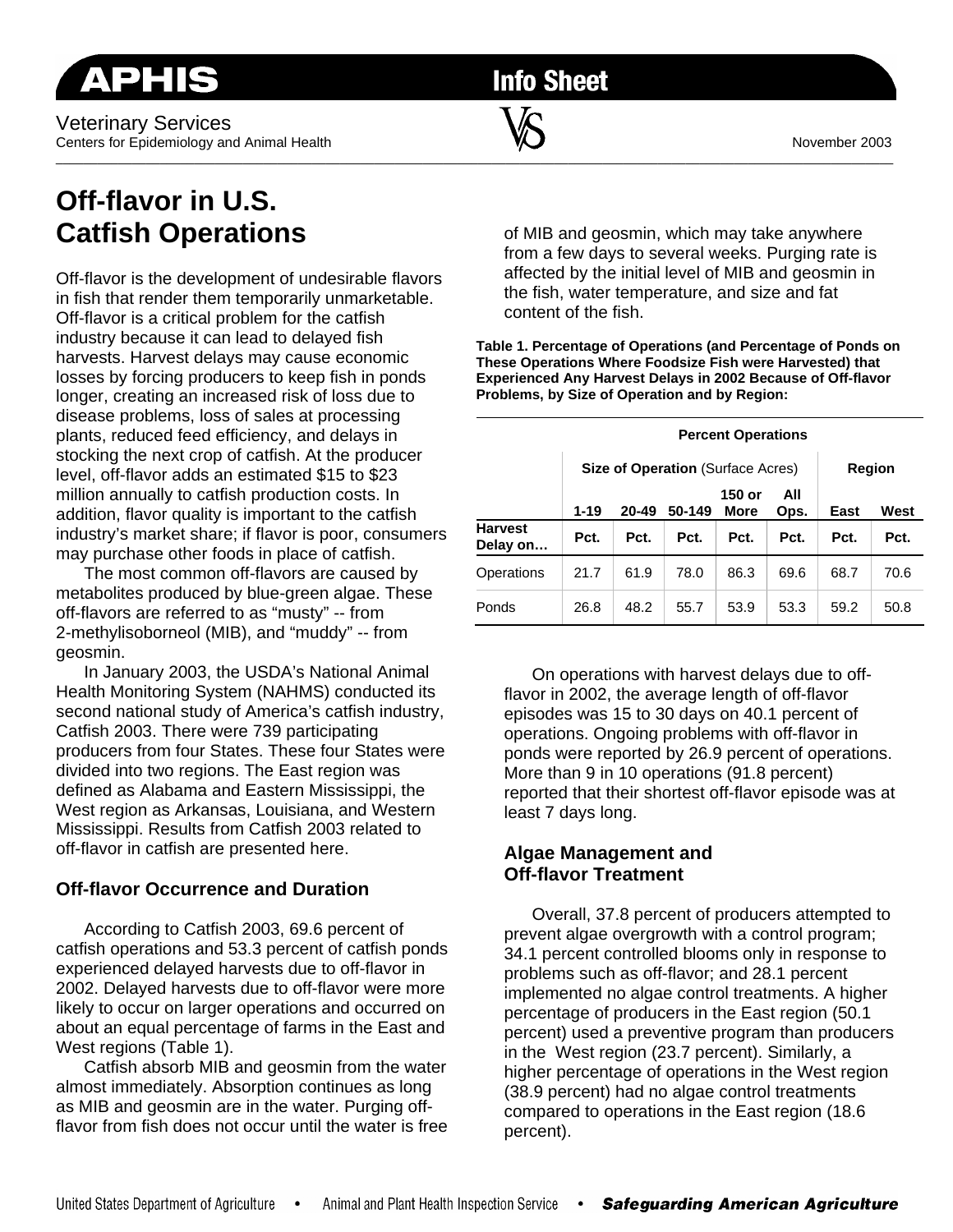APHIS Info Sheet

Veterinary Services
Centers for Epidemiology and Animal Health

November 2003

# Off-flavor in U.S. Catfish Operations

Off-flavor is the development of undesirable flavors in fish that render them temporarily unmarketable. Off-flavor is a critical problem for the catfish industry because it can lead to delayed fish harvests. Harvest delays may cause economic losses by forcing producers to keep fish in ponds longer, creating an increased risk of loss due to disease problems, loss of sales at processing plants, reduced feed efficiency, and delays in stocking the next crop of catfish. At the producer level, off-flavor adds an estimated $15 to $23 million annually to catfish production costs. In addition, flavor quality is important to the catfish industry's market share; if flavor is poor, consumers may purchase other foods in place of catfish.

The most common off-flavors are caused by metabolites produced by blue-green algae. These off-flavors are referred to as "musty" -- from 2-methylisoborneol (MIB), and "muddy" -- from geosmin.

In January 2003, the USDA's National Animal Health Monitoring System (NAHMS) conducted its second national study of America's catfish industry, Catfish 2003. There were 739 participating producers from four States. These four States were divided into two regions. The East region was defined as Alabama and Eastern Mississippi, the West region as Arkansas, Louisiana, and Western Mississippi. Results from Catfish 2003 related to off-flavor in catfish are presented here.

## Off-flavor Occurrence and Duration

According to Catfish 2003, 69.6 percent of catfish operations and 53.3 percent of catfish ponds experienced delayed harvests due to off-flavor in 2002. Delayed harvests due to off-flavor were more likely to occur on larger operations and occurred on about an equal percentage of farms in the East and West regions (Table 1).

Catfish absorb MIB and geosmin from the water almost immediately. Absorption continues as long as MIB and geosmin are in the water. Purging off-flavor from fish does not occur until the water is free of MIB and geosmin, which may take anywhere from a few days to several weeks. Purging rate is affected by the initial level of MIB and geosmin in the fish, water temperature, and size and fat content of the fish.

**Table 1. Percentage of Operations (and Percentage of Ponds on These Operations Where Foodsize Fish were Harvested) that Experienced Any Harvest Delays in 2002 Because of Off-flavor Problems, by Size of Operation and by Region:**

| | Percent Operations | | | | | | |
|---|---|---|---|---|---|---|---|
| | Size of Operation (Surface Acres) | | | | | Region | |
| | 1-19 | 20-49 | 50-149 | 150 or More | All Ops. | East | West |
| Harvest Delay on… | Pct. | Pct. | Pct. | Pct. | Pct. | Pct. | Pct. |
| Operations | 21.7 | 61.9 | 78.0 | 86.3 | 69.6 | 68.7 | 70.6 |
| Ponds | 26.8 | 48.2 | 55.7 | 53.9 | 53.3 | 59.2 | 50.8 |

On operations with harvest delays due to off-flavor in 2002, the average length of off-flavor episodes was 15 to 30 days on 40.1 percent of operations. Ongoing problems with off-flavor in ponds were reported by 26.9 percent of operations. More than 9 in 10 operations (91.8 percent) reported that their shortest off-flavor episode was at least 7 days long.

## Algae Management and Off-flavor Treatment

Overall, 37.8 percent of producers attempted to prevent algae overgrowth with a control program; 34.1 percent controlled blooms only in response to problems such as off-flavor; and 28.1 percent implemented no algae control treatments. A higher percentage of producers in the East region (50.1 percent) used a preventive program than producers in the West region (23.7 percent). Similarly, a higher percentage of operations in the West region (38.9 percent) had no algae control treatments compared to operations in the East region (18.6 percent).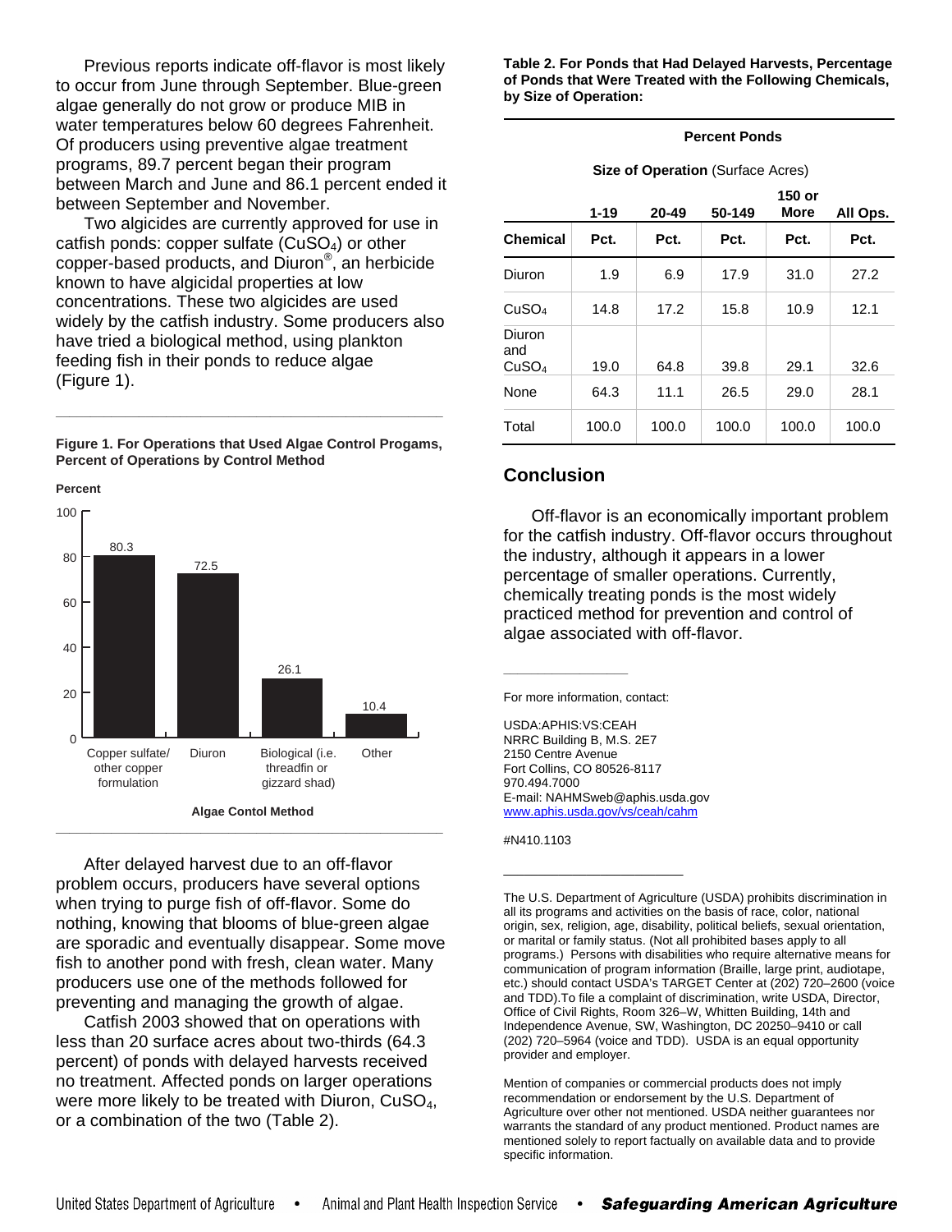Previous reports indicate off-flavor is most likely to occur from June through September. Blue-green algae generally do not grow or produce MIB in water temperatures below 60 degrees Fahrenheit. Of producers using preventive algae treatment programs, 89.7 percent began their program between March and June and 86.1 percent ended it between September and November.

Two algicides are currently approved for use in catfish ponds: copper sulfate ($CuSO_4$) or other copper-based products, and Diuron®, an herbicide known to have algicidal properties at low concentrations. These two algicides are used widely by the catfish industry. Some producers also have tried a biological method, using plankton feeding fish in their ponds to reduce algae (Figure 1).

**Figure 1. For Operations that Used Algae Control Progams, Percent of Operations by Control Method**

Percent

100
80
60
40
20
0

80.3
72.5
26.1
10.4

Copper sulfate/ other copper formulation
Diuron
Biological (i.e. threadfin or gizzard shad)
Other

Algae Contol Method

After delayed harvest due to an off-flavor problem occurs, producers have several options when trying to purge fish of off-flavor. Some do nothing, knowing that blooms of blue-green algae are sporadic and eventually disappear. Some move fish to another pond with fresh, clean water. Many producers use one of the methods followed for preventing and managing the growth of algae.

Catfish 2003 showed that on operations with less than 20 surface acres about two-thirds (64.3 percent) of ponds with delayed harvests received no treatment. Affected ponds on larger operations were more likely to be treated with Diuron, $CuSO_4$, or a combination of the two (Table 2).

**Table 2. For Ponds that Had Delayed Harvests, Percentage of Ponds that Were Treated with the Following Chemicals, by Size of Operation:**

| | Percent Ponds | | | | |
|---|---|---|---|---|---|
| | Size of Operation (Surface Acres) | | | | |
| | 1-19 | 20-49 | 50-149 | 150 or More | All Ops. |
| Chemical | Pct. | Pct. | Pct. | Pct. | Pct. |
| Diuron | 1.9 | 6.9 | 17.9 | 31.0 | 27.2 |
| $CuSO_4$ | 14.8 | 17.2 | 15.8 | 10.9 | 12.1 |
| Diuron and $CuSO_4$ | 19.0 | 64.8 | 39.8 | 29.1 | 32.6 |
| None | 64.3 | 11.1 | 26.5 | 29.0 | 28.1 |
| Total | 100.0 | 100.0 | 100.0 | 100.0 | 100.0 |

## Conclusion

Off-flavor is an economically important problem for the catfish industry. Off-flavor occurs throughout the industry, although it appears in a lower percentage of smaller operations. Currently, chemically treating ponds is the most widely practiced method for prevention and control of algae associated with off-flavor.

For more information, contact:

USDA:APHIS:VS:CEAH
NRRC Building B, M.S. 2E7
2150 Centre Avenue
Fort Collins, CO 80526-8117
970.494.7000
E-mail: NAHMSweb@aphis.usda.gov
www.aphis.usda.gov/vs/ceah/cahm

#N410.1103

The U.S. Department of Agriculture (USDA) prohibits discrimination in all its programs and activities on the basis of race, color, national origin, sex, religion, age, disability, political beliefs, sexual orientation, or marital or family status. (Not all prohibited bases apply to all programs.) Persons with disabilities who require alternative means for communication of program information (Braille, large print, audiotape, etc.) should contact USDA's TARGET Center at (202) 720–2600 (voice and TDD).To file a complaint of discrimination, write USDA, Director, Office of Civil Rights, Room 326–W, Whitten Building, 14th and Independence Avenue, SW, Washington, DC 20250–9410 or call (202) 720–5964 (voice and TDD). USDA is an equal opportunity provider and employer.

Mention of companies or commercial products does not imply recommendation or endorsement by the U.S. Department of Agriculture over other not mentioned. USDA neither guarantees nor warrants the standard of any product mentioned. Product names are mentioned solely to report factually on available data and to provide specific information.